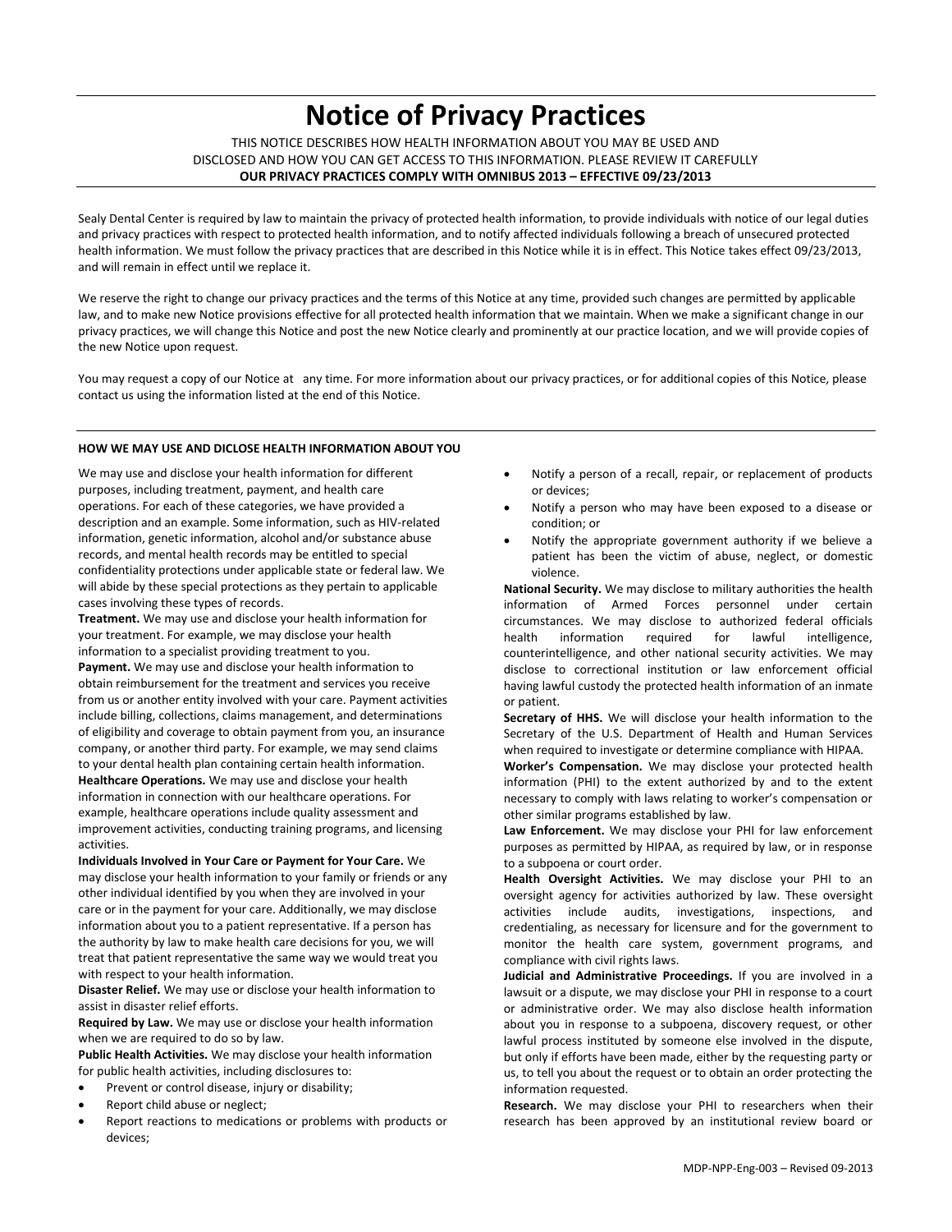# Notice of Privacy Practices

THIS NOTICE DESCRIBES HOW HEALTH INFORMATION ABOUT YOU MAY BE USED AND DISCLOSED AND HOW YOU CAN GET ACCESS TO THIS INFORMATION. PLEASE REVIEW IT CAREFULLY

**OUR PRIVACY PRACTICES COMPLY WITH OMNIBUS 2013 – EFFECTIVE 09/23/2013**

Sealy Dental Center is required by law to maintain the privacy of protected health information, to provide individuals with notice of our legal duties and privacy practices with respect to protected health information, and to notify affected individuals following a breach of unsecured protected health information. We must follow the privacy practices that are described in this Notice while it is in effect. This Notice takes effect 09/23/2013, and will remain in effect until we replace it.

We reserve the right to change our privacy practices and the terms of this Notice at any time, provided such changes are permitted by applicable law, and to make new Notice provisions effective for all protected health information that we maintain. When we make a significant change in our privacy practices, we will change this Notice and post the new Notice clearly and prominently at our practice location, and we will provide copies of the new Notice upon request.

You may request a copy of our Notice at any time. For more information about our privacy practices, or for additional copies of this Notice, please contact us using the information listed at the end of this Notice.

**HOW WE MAY USE AND DICLOSE HEALTH INFORMATION ABOUT YOU**

We may use and disclose your health information for different purposes, including treatment, payment, and health care operations. For each of these categories, we have provided a description and an example. Some information, such as HIV-related information, genetic information, alcohol and/or substance abuse records, and mental health records may be entitled to special confidentiality protections under applicable state or federal law. We will abide by these special protections as they pertain to applicable cases involving these types of records.

**Treatment.** We may use and disclose your health information for your treatment. For example, we may disclose your health information to a specialist providing treatment to you.

**Payment.** We may use and disclose your health information to obtain reimbursement for the treatment and services you receive from us or another entity involved with your care. Payment activities include billing, collections, claims management, and determinations of eligibility and coverage to obtain payment from you, an insurance company, or another third party. For example, we may send claims to your dental health plan containing certain health information.

**Healthcare Operations.** We may use and disclose your health information in connection with our healthcare operations. For example, healthcare operations include quality assessment and improvement activities, conducting training programs, and licensing activities.

**Individuals Involved in Your Care or Payment for Your Care.** We may disclose your health information to your family or friends or any other individual identified by you when they are involved in your care or in the payment for your care. Additionally, we may disclose information about you to a patient representative. If a person has the authority by law to make health care decisions for you, we will treat that patient representative the same way we would treat you with respect to your health information.

**Disaster Relief.** We may use or disclose your health information to assist in disaster relief efforts.

**Required by Law.** We may use or disclose your health information when we are required to do so by law.

**Public Health Activities.** We may disclose your health information for public health activities, including disclosures to:

- Prevent or control disease, injury or disability;
- Report child abuse or neglect;
- Report reactions to medications or problems with products or devices;
- Notify a person of a recall, repair, or replacement of products or devices;
- Notify a person who may have been exposed to a disease or condition; or
- Notify the appropriate government authority if we believe a patient has been the victim of abuse, neglect, or domestic violence.

**National Security.** We may disclose to military authorities the health information of Armed Forces personnel under certain circumstances. We may disclose to authorized federal officials health information required for lawful intelligence, counterintelligence, and other national security activities. We may disclose to correctional institution or law enforcement official having lawful custody the protected health information of an inmate or patient.

**Secretary of HHS.** We will disclose your health information to the Secretary of the U.S. Department of Health and Human Services when required to investigate or determine compliance with HIPAA.

**Worker's Compensation.** We may disclose your protected health information (PHI) to the extent authorized by and to the extent necessary to comply with laws relating to worker's compensation or other similar programs established by law.

**Law Enforcement.** We may disclose your PHI for law enforcement purposes as permitted by HIPAA, as required by law, or in response to a subpoena or court order.

**Health Oversight Activities.** We may disclose your PHI to an oversight agency for activities authorized by law. These oversight activities include audits, investigations, inspections, and credentialing, as necessary for licensure and for the government to monitor the health care system, government programs, and compliance with civil rights laws.

**Judicial and Administrative Proceedings.** If you are involved in a lawsuit or a dispute, we may disclose your PHI in response to a court or administrative order. We may also disclose health information about you in response to a subpoena, discovery request, or other lawful process instituted by someone else involved in the dispute, but only if efforts have been made, either by the requesting party or us, to tell you about the request or to obtain an order protecting the information requested.

**Research.** We may disclose your PHI to researchers when their research has been approved by an institutional review board or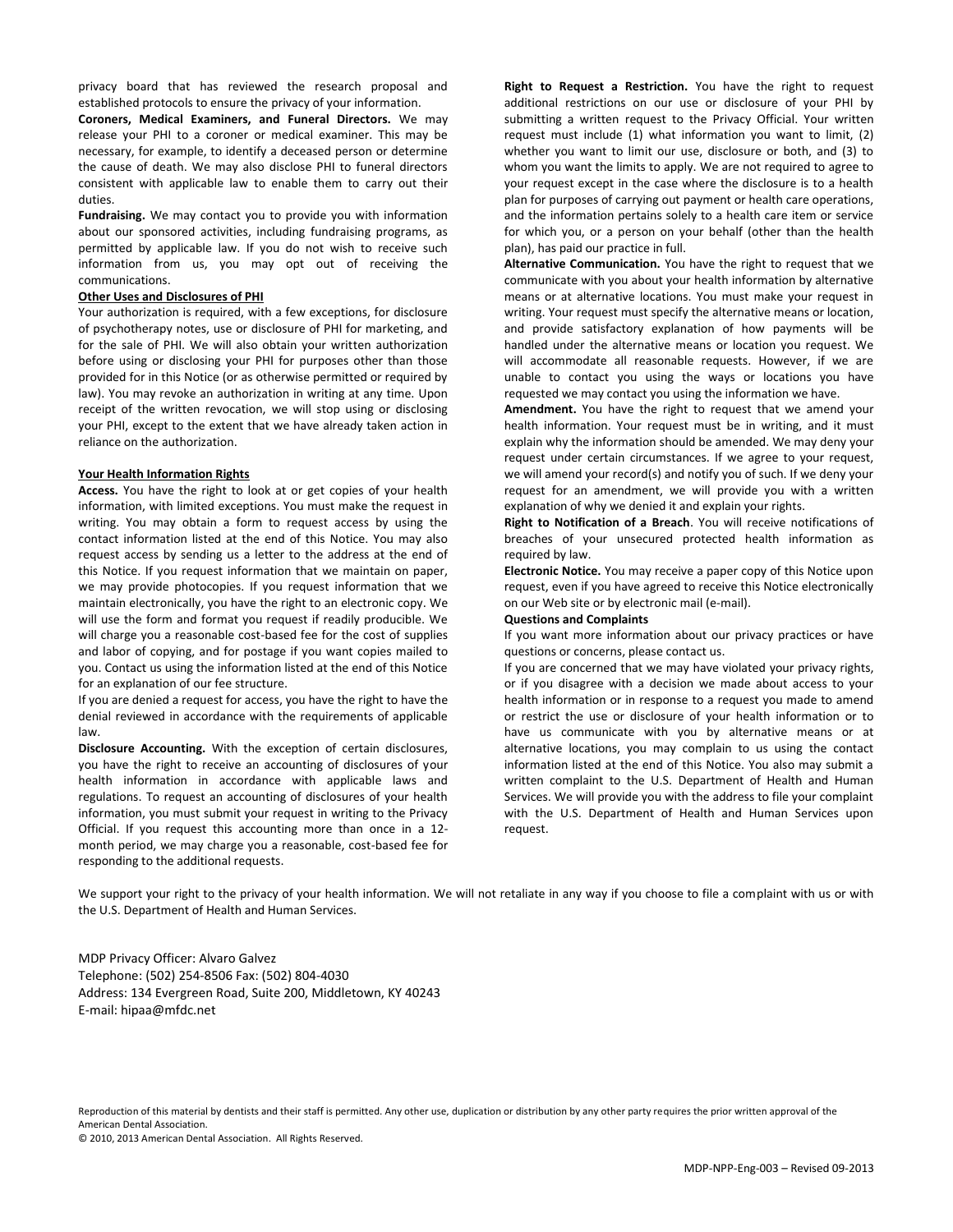privacy board that has reviewed the research proposal and established protocols to ensure the privacy of your information.

**Coroners, Medical Examiners, and Funeral Directors.** We may release your PHI to a coroner or medical examiner. This may be necessary, for example, to identify a deceased person or determine the cause of death. We may also disclose PHI to funeral directors consistent with applicable law to enable them to carry out their duties.

**Fundraising.** We may contact you to provide you with information about our sponsored activities, including fundraising programs, as permitted by applicable law. If you do not wish to receive such information from us, you may opt out of receiving the communications.

**Other Uses and Disclosures of PHI**

Your authorization is required, with a few exceptions, for disclosure of psychotherapy notes, use or disclosure of PHI for marketing, and for the sale of PHI. We will also obtain your written authorization before using or disclosing your PHI for purposes other than those provided for in this Notice (or as otherwise permitted or required by law). You may revoke an authorization in writing at any time. Upon receipt of the written revocation, we will stop using or disclosing your PHI, except to the extent that we have already taken action in reliance on the authorization.

**Your Health Information Rights**

**Access.** You have the right to look at or get copies of your health information, with limited exceptions. You must make the request in writing. You may obtain a form to request access by using the contact information listed at the end of this Notice. You may also request access by sending us a letter to the address at the end of this Notice. If you request information that we maintain on paper, we may provide photocopies. If you request information that we maintain electronically, you have the right to an electronic copy. We will use the form and format you request if readily producible. We will charge you a reasonable cost-based fee for the cost of supplies and labor of copying, and for postage if you want copies mailed to you. Contact us using the information listed at the end of this Notice for an explanation of our fee structure.

If you are denied a request for access, you have the right to have the denial reviewed in accordance with the requirements of applicable law.

**Disclosure Accounting.** With the exception of certain disclosures, you have the right to receive an accounting of disclosures of your health information in accordance with applicable laws and regulations. To request an accounting of disclosures of your health information, you must submit your request in writing to the Privacy Official. If you request this accounting more than once in a 12-month period, we may charge you a reasonable, cost-based fee for responding to the additional requests.

**Right to Request a Restriction.** You have the right to request additional restrictions on our use or disclosure of your PHI by submitting a written request to the Privacy Official. Your written request must include (1) what information you want to limit, (2) whether you want to limit our use, disclosure or both, and (3) to whom you want the limits to apply. We are not required to agree to your request except in the case where the disclosure is to a health plan for purposes of carrying out payment or health care operations, and the information pertains solely to a health care item or service for which you, or a person on your behalf (other than the health plan), has paid our practice in full.

**Alternative Communication.** You have the right to request that we communicate with you about your health information by alternative means or at alternative locations. You must make your request in writing. Your request must specify the alternative means or location, and provide satisfactory explanation of how payments will be handled under the alternative means or location you request. We will accommodate all reasonable requests. However, if we are unable to contact you using the ways or locations you have requested we may contact you using the information we have.

**Amendment.** You have the right to request that we amend your health information. Your request must be in writing, and it must explain why the information should be amended. We may deny your request under certain circumstances. If we agree to your request, we will amend your record(s) and notify you of such. If we deny your request for an amendment, we will provide you with a written explanation of why we denied it and explain your rights.

**Right to Notification of a Breach**. You will receive notifications of breaches of your unsecured protected health information as required by law.

**Electronic Notice.** You may receive a paper copy of this Notice upon request, even if you have agreed to receive this Notice electronically on our Web site or by electronic mail (e-mail).

**Questions and Complaints**

If you want more information about our privacy practices or have questions or concerns, please contact us.

If you are concerned that we may have violated your privacy rights, or if you disagree with a decision we made about access to your health information or in response to a request you made to amend or restrict the use or disclosure of your health information or to have us communicate with you by alternative means or at alternative locations, you may complain to us using the contact information listed at the end of this Notice. You also may submit a written complaint to the U.S. Department of Health and Human Services. We will provide you with the address to file your complaint with the U.S. Department of Health and Human Services upon request.

We support your right to the privacy of your health information. We will not retaliate in any way if you choose to file a complaint with us or with the U.S. Department of Health and Human Services.

MDP Privacy Officer: Alvaro Galvez
Telephone: (502) 254-8506 Fax: (502) 804-4030
Address: 134 Evergreen Road, Suite 200, Middletown, KY 40243
E-mail: hipaa@mfdc.net

Reproduction of this material by dentists and their staff is permitted. Any other use, duplication or distribution by any other party requires the prior written approval of the American Dental Association.
© 2010, 2013 American Dental Association. All Rights Reserved.

MDP-NPP-Eng-003 – Revised 09-2013